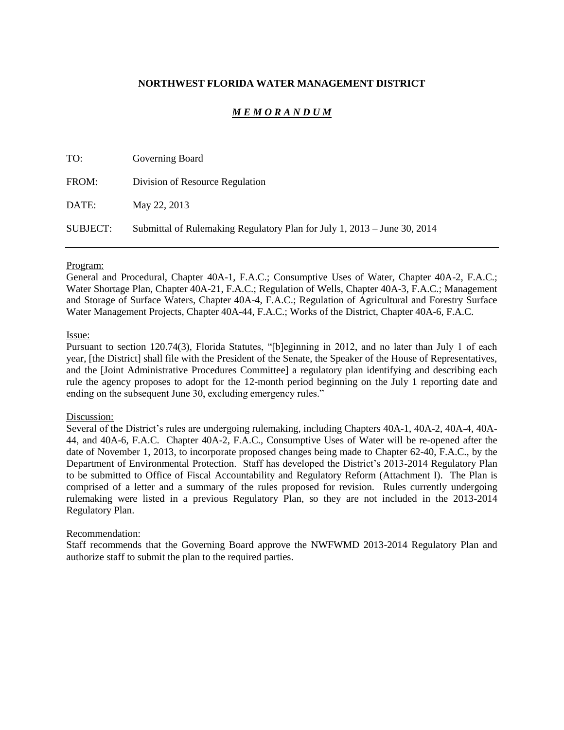**NORTHWEST FLORIDA WATER MANAGEMENT DISTRICT**

***M E M O R A N D U M***

TO: Governing Board

FROM: Division of Resource Regulation

DATE: May 22, 2013

SUBJECT: Submittal of Rulemaking Regulatory Plan for July 1, 2013 – June 30, 2014

---

Program:

General and Procedural, Chapter 40A-1, F.A.C.; Consumptive Uses of Water, Chapter 40A-2, F.A.C.; Water Shortage Plan, Chapter 40A-21, F.A.C.; Regulation of Wells, Chapter 40A-3, F.A.C.; Management and Storage of Surface Waters, Chapter 40A-4, F.A.C.; Regulation of Agricultural and Forestry Surface Water Management Projects, Chapter 40A-44, F.A.C.; Works of the District, Chapter 40A-6, F.A.C.

Issue:

Pursuant to section 120.74(3), Florida Statutes, "[b]eginning in 2012, and no later than July 1 of each year, [the District] shall file with the President of the Senate, the Speaker of the House of Representatives, and the [Joint Administrative Procedures Committee] a regulatory plan identifying and describing each rule the agency proposes to adopt for the 12-month period beginning on the July 1 reporting date and ending on the subsequent June 30, excluding emergency rules."

Discussion:

Several of the District's rules are undergoing rulemaking, including Chapters 40A-1, 40A-2, 40A-4, 40A-44, and 40A-6, F.A.C. Chapter 40A-2, F.A.C., Consumptive Uses of Water will be re-opened after the date of November 1, 2013, to incorporate proposed changes being made to Chapter 62-40, F.A.C., by the Department of Environmental Protection. Staff has developed the District's 2013-2014 Regulatory Plan to be submitted to Office of Fiscal Accountability and Regulatory Reform (Attachment I). The Plan is comprised of a letter and a summary of the rules proposed for revision. Rules currently undergoing rulemaking were listed in a previous Regulatory Plan, so they are not included in the 2013-2014 Regulatory Plan.

Recommendation:

Staff recommends that the Governing Board approve the NWFWMD 2013-2014 Regulatory Plan and authorize staff to submit the plan to the required parties.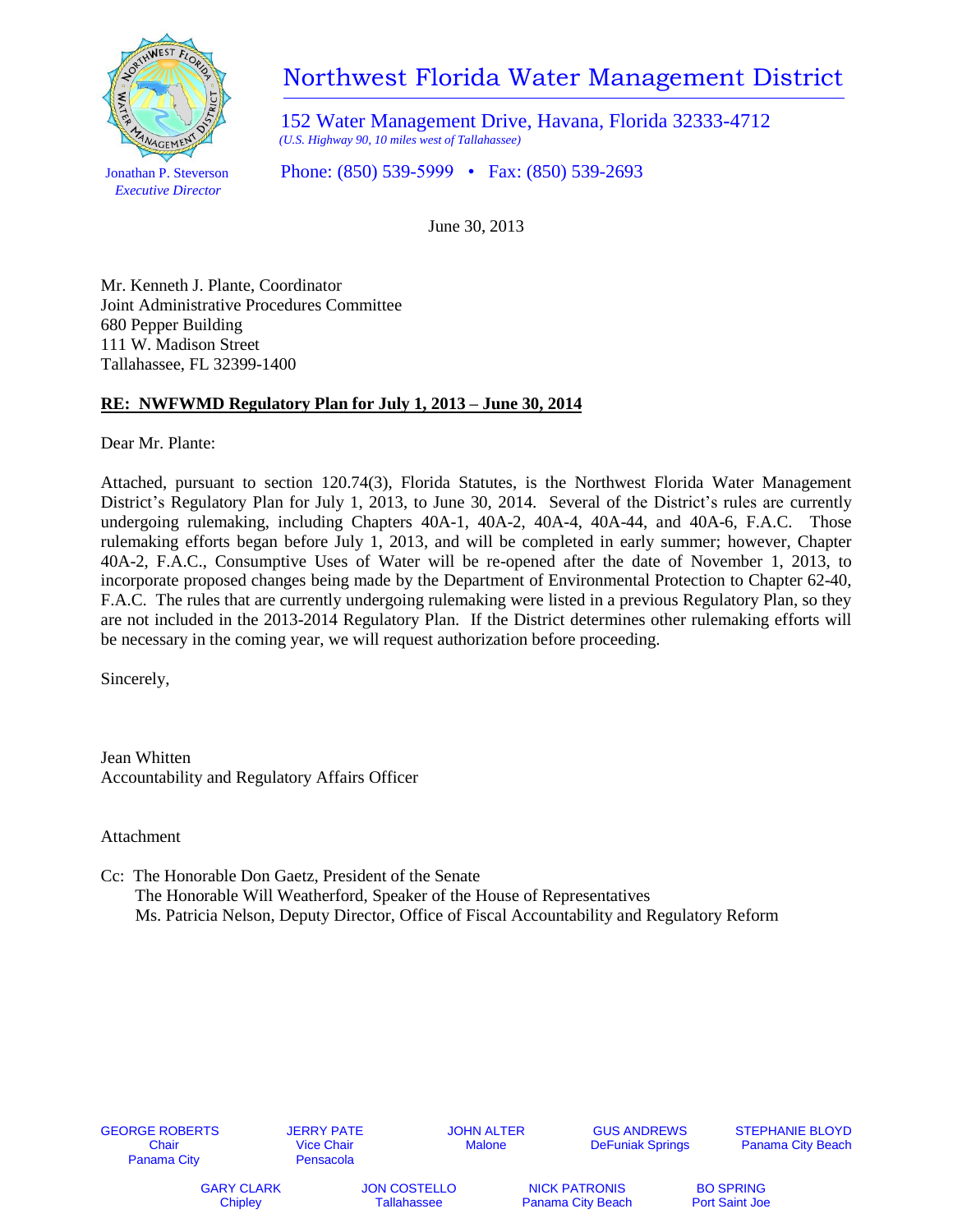# Northwest Florida Water Management District

152 Water Management Drive, Havana, Florida 32333-4712
*(U.S. Highway 90, 10 miles west of Tallahassee)*

Jonathan P. Steverson
*Executive Director*

Phone: (850) 539-5999 • Fax: (850) 539-2693

June 30, 2013

Mr. Kenneth J. Plante, Coordinator
Joint Administrative Procedures Committee
680 Pepper Building
111 W. Madison Street
Tallahassee, FL 32399-1400

**RE: NWFWMD Regulatory Plan for July 1, 2013 – June 30, 2014**

Dear Mr. Plante:

Attached, pursuant to section 120.74(3), Florida Statutes, is the Northwest Florida Water Management District's Regulatory Plan for July 1, 2013, to June 30, 2014. Several of the District's rules are currently undergoing rulemaking, including Chapters 40A-1, 40A-2, 40A-4, 40A-44, and 40A-6, F.A.C. Those rulemaking efforts began before July 1, 2013, and will be completed in early summer; however, Chapter 40A-2, F.A.C., Consumptive Uses of Water will be re-opened after the date of November 1, 2013, to incorporate proposed changes being made by the Department of Environmental Protection to Chapter 62-40, F.A.C. The rules that are currently undergoing rulemaking were listed in a previous Regulatory Plan, so they are not included in the 2013-2014 Regulatory Plan. If the District determines other rulemaking efforts will be necessary in the coming year, we will request authorization before proceeding.

Sincerely,

Jean Whitten
Accountability and Regulatory Affairs Officer

Attachment

Cc: The Honorable Don Gaetz, President of the Senate
The Honorable Will Weatherford, Speaker of the House of Representatives
Ms. Patricia Nelson, Deputy Director, Office of Fiscal Accountability and Regulatory Reform

GEORGE ROBERTS, Chair, Panama City
JERRY PATE, Vice Chair, Pensacola
JOHN ALTER, Malone
GUS ANDREWS, DeFuniak Springs
STEPHANIE BLOYD, Panama City Beach
GARY CLARK, Chipley
JON COSTELLO, Tallahassee
NICK PATRONIS, Panama City Beach
BO SPRING, Port Saint Joe